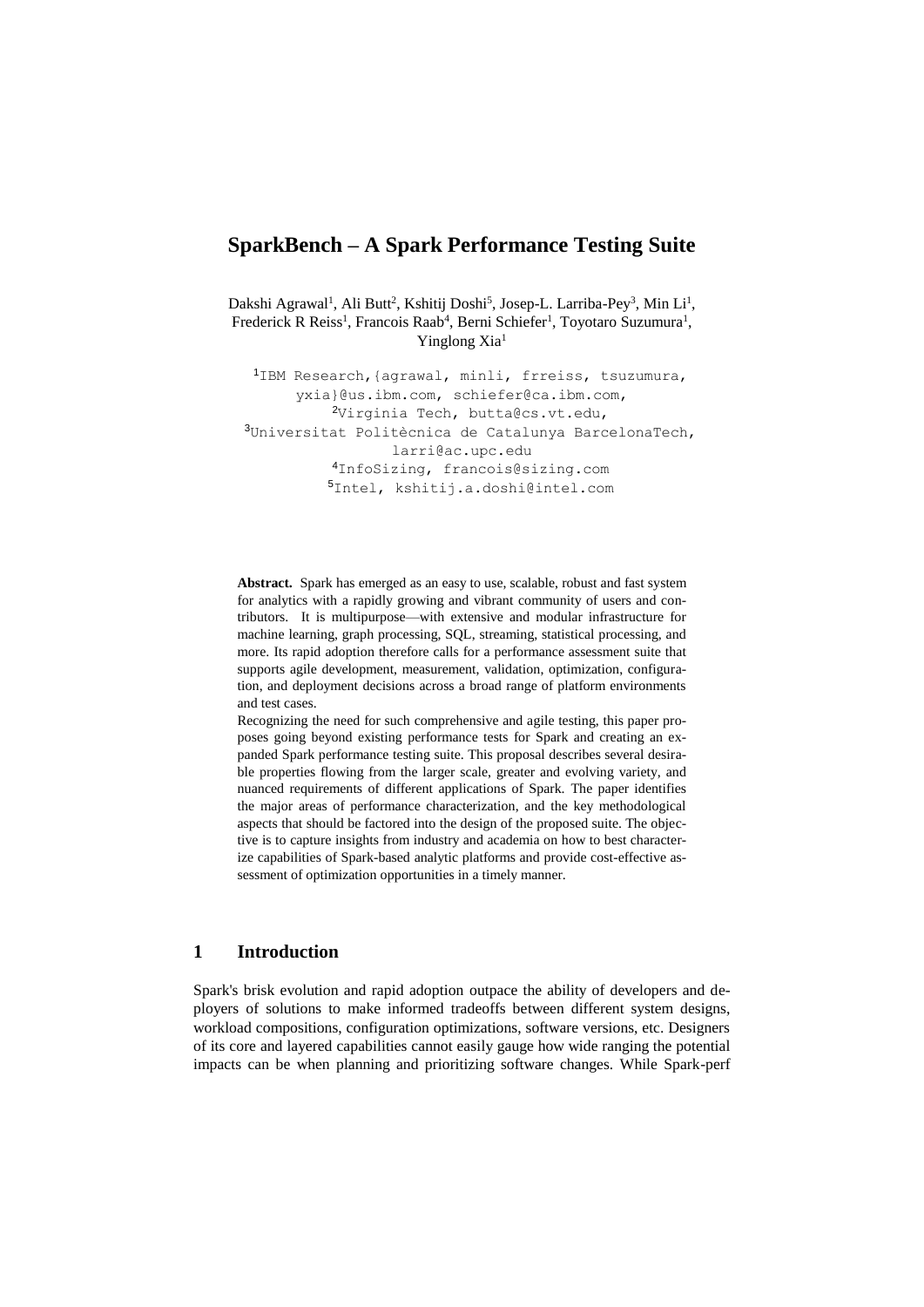# SparkBench – A Spark Performance Testing Suite

Dakshi Agrawal[1], Ali Butt[2], Kshitij Doshi[5], Josep-L. Larriba-Pey[3], Min Li[1], Frederick R Reiss[1], Francois Raab[4], Berni Schiefer[1], Toyotaro Suzumura[1], Yinglong Xia[1]

[1]IBM Research,{agrawal, minli, frreiss, tsuzumura, yxia}@us.ibm.com, schiefer@ca.ibm.com,
[2]Virginia Tech, butta@cs.vt.edu,
[3]Universitat Politècnica de Catalunya BarcelonaTech, larri@ac.upc.edu
[4]InfoSizing, francois@sizing.com
[5]Intel, kshitij.a.doshi@intel.com

**Abstract.** Spark has emerged as an easy to use, scalable, robust and fast system for analytics with a rapidly growing and vibrant community of users and contributors. It is multipurpose—with extensive and modular infrastructure for machine learning, graph processing, SQL, streaming, statistical processing, and more. Its rapid adoption therefore calls for a performance assessment suite that supports agile development, measurement, validation, optimization, configuration, and deployment decisions across a broad range of platform environments and test cases.

Recognizing the need for such comprehensive and agile testing, this paper proposes going beyond existing performance tests for Spark and creating an expanded Spark performance testing suite. This proposal describes several desirable properties flowing from the larger scale, greater and evolving variety, and nuanced requirements of different applications of Spark. The paper identifies the major areas of performance characterization, and the key methodological aspects that should be factored into the design of the proposed suite. The objective is to capture insights from industry and academia on how to best characterize capabilities of Spark-based analytic platforms and provide cost-effective assessment of optimization opportunities in a timely manner.

## 1 Introduction

Spark's brisk evolution and rapid adoption outpace the ability of developers and deployers of solutions to make informed tradeoffs between different system designs, workload compositions, configuration optimizations, software versions, etc. Designers of its core and layered capabilities cannot easily gauge how wide ranging the potential impacts can be when planning and prioritizing software changes. While Spark-perf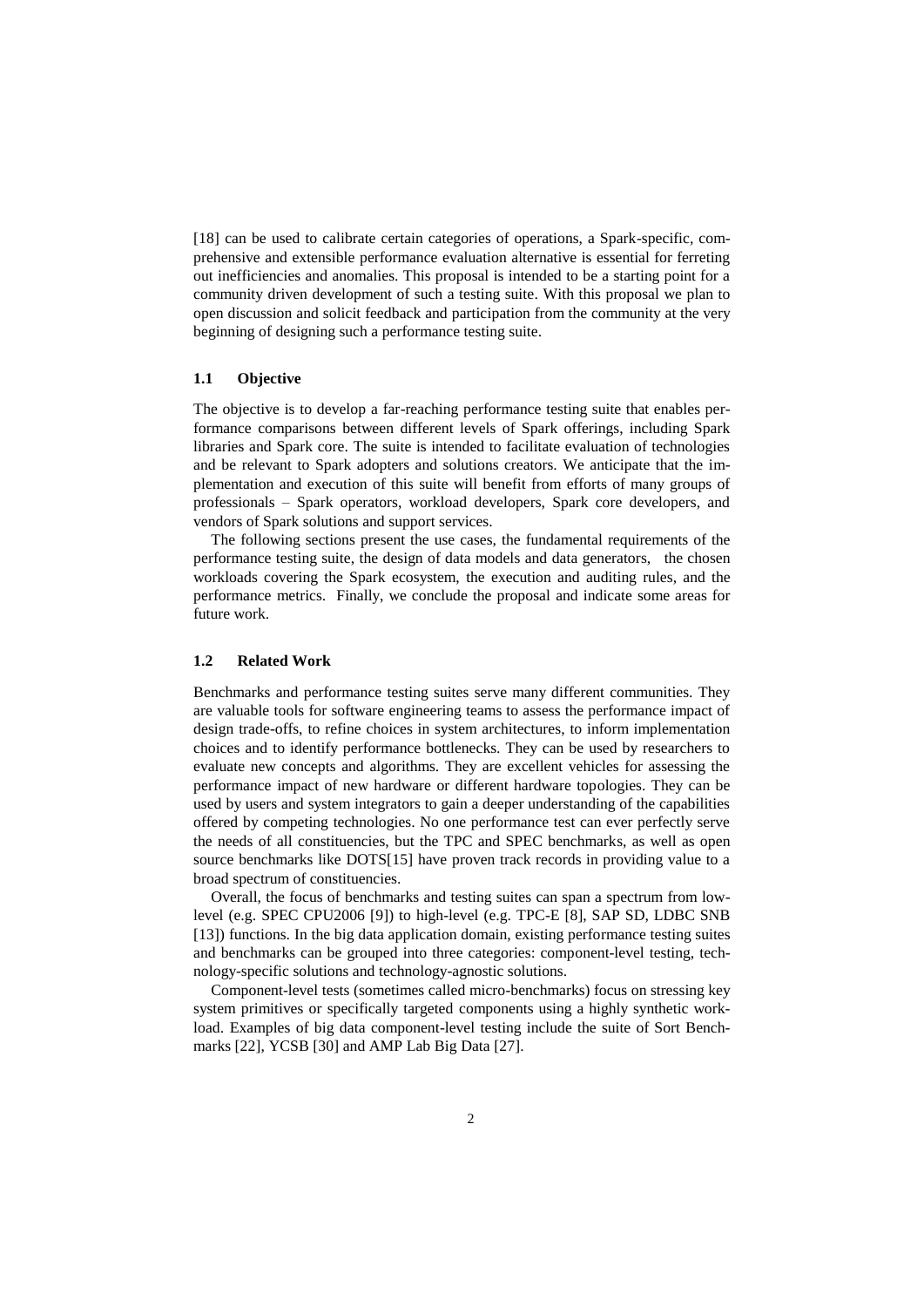[18] can be used to calibrate certain categories of operations, a Spark-specific, comprehensive and extensible performance evaluation alternative is essential for ferreting out inefficiencies and anomalies. This proposal is intended to be a starting point for a community driven development of such a testing suite. With this proposal we plan to open discussion and solicit feedback and participation from the community at the very beginning of designing such a performance testing suite.

### 1.1 Objective

The objective is to develop a far-reaching performance testing suite that enables performance comparisons between different levels of Spark offerings, including Spark libraries and Spark core. The suite is intended to facilitate evaluation of technologies and be relevant to Spark adopters and solutions creators. We anticipate that the implementation and execution of this suite will benefit from efforts of many groups of professionals – Spark operators, workload developers, Spark core developers, and vendors of Spark solutions and support services.

The following sections present the use cases, the fundamental requirements of the performance testing suite, the design of data models and data generators, the chosen workloads covering the Spark ecosystem, the execution and auditing rules, and the performance metrics. Finally, we conclude the proposal and indicate some areas for future work.

### 1.2 Related Work

Benchmarks and performance testing suites serve many different communities. They are valuable tools for software engineering teams to assess the performance impact of design trade-offs, to refine choices in system architectures, to inform implementation choices and to identify performance bottlenecks. They can be used by researchers to evaluate new concepts and algorithms. They are excellent vehicles for assessing the performance impact of new hardware or different hardware topologies. They can be used by users and system integrators to gain a deeper understanding of the capabilities offered by competing technologies. No one performance test can ever perfectly serve the needs of all constituencies, but the TPC and SPEC benchmarks, as well as open source benchmarks like DOTS[15] have proven track records in providing value to a broad spectrum of constituencies.

Overall, the focus of benchmarks and testing suites can span a spectrum from low-level (e.g. SPEC CPU2006 [9]) to high-level (e.g. TPC-E [8], SAP SD, LDBC SNB [13]) functions. In the big data application domain, existing performance testing suites and benchmarks can be grouped into three categories: component-level testing, technology-specific solutions and technology-agnostic solutions.

Component-level tests (sometimes called micro-benchmarks) focus on stressing key system primitives or specifically targeted components using a highly synthetic workload. Examples of big data component-level testing include the suite of Sort Benchmarks [22], YCSB [30] and AMP Lab Big Data [27].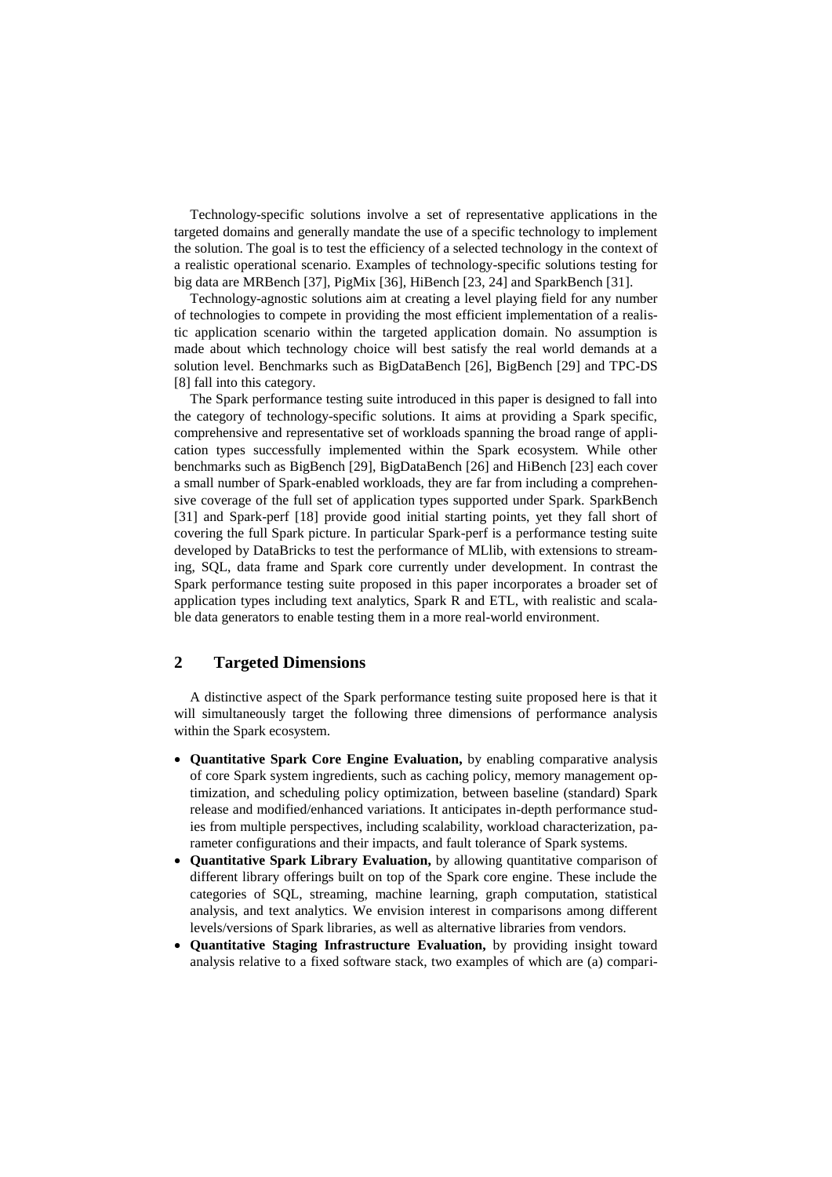Technology-specific solutions involve a set of representative applications in the targeted domains and generally mandate the use of a specific technology to implement the solution. The goal is to test the efficiency of a selected technology in the context of a realistic operational scenario. Examples of technology-specific solutions testing for big data are MRBench [37], PigMix [36], HiBench [23, 24] and SparkBench [31].

Technology-agnostic solutions aim at creating a level playing field for any number of technologies to compete in providing the most efficient implementation of a realistic application scenario within the targeted application domain. No assumption is made about which technology choice will best satisfy the real world demands at a solution level. Benchmarks such as BigDataBench [26], BigBench [29] and TPC-DS [8] fall into this category.

The Spark performance testing suite introduced in this paper is designed to fall into the category of technology-specific solutions. It aims at providing a Spark specific, comprehensive and representative set of workloads spanning the broad range of application types successfully implemented within the Spark ecosystem. While other benchmarks such as BigBench [29], BigDataBench [26] and HiBench [23] each cover a small number of Spark-enabled workloads, they are far from including a comprehensive coverage of the full set of application types supported under Spark. SparkBench [31] and Spark-perf [18] provide good initial starting points, yet they fall short of covering the full Spark picture. In particular Spark-perf is a performance testing suite developed by DataBricks to test the performance of MLlib, with extensions to streaming, SQL, data frame and Spark core currently under development. In contrast the Spark performance testing suite proposed in this paper incorporates a broader set of application types including text analytics, Spark R and ETL, with realistic and scalable data generators to enable testing them in a more real-world environment.

## 2 Targeted Dimensions

A distinctive aspect of the Spark performance testing suite proposed here is that it will simultaneously target the following three dimensions of performance analysis within the Spark ecosystem.

- **Quantitative Spark Core Engine Evaluation,** by enabling comparative analysis of core Spark system ingredients, such as caching policy, memory management optimization, and scheduling policy optimization, between baseline (standard) Spark release and modified/enhanced variations. It anticipates in-depth performance studies from multiple perspectives, including scalability, workload characterization, parameter configurations and their impacts, and fault tolerance of Spark systems.
- **Quantitative Spark Library Evaluation,** by allowing quantitative comparison of different library offerings built on top of the Spark core engine. These include the categories of SQL, streaming, machine learning, graph computation, statistical analysis, and text analytics. We envision interest in comparisons among different levels/versions of Spark libraries, as well as alternative libraries from vendors.
- **Quantitative Staging Infrastructure Evaluation,** by providing insight toward analysis relative to a fixed software stack, two examples of which are (a) compari-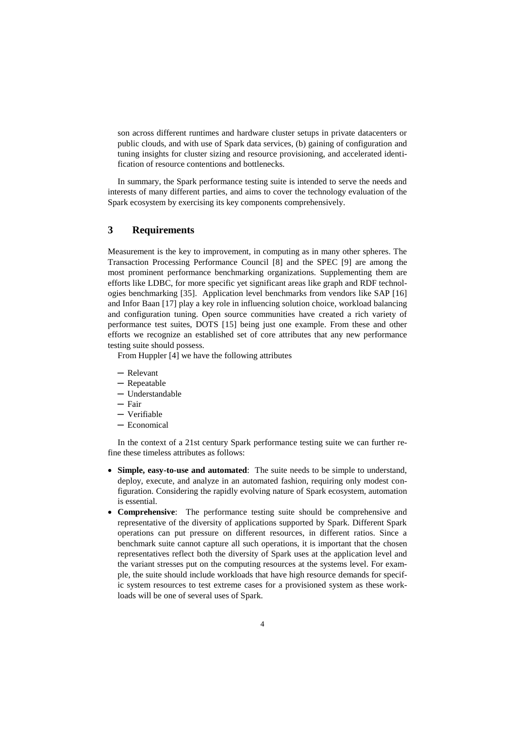son across different runtimes and hardware cluster setups in private datacenters or public clouds, and with use of Spark data services, (b) gaining of configuration and tuning insights for cluster sizing and resource provisioning, and accelerated identification of resource contentions and bottlenecks.

In summary, the Spark performance testing suite is intended to serve the needs and interests of many different parties, and aims to cover the technology evaluation of the Spark ecosystem by exercising its key components comprehensively.

## 3 Requirements

Measurement is the key to improvement, in computing as in many other spheres. The Transaction Processing Performance Council [8] and the SPEC [9] are among the most prominent performance benchmarking organizations. Supplementing them are efforts like LDBC, for more specific yet significant areas like graph and RDF technologies benchmarking [35]. Application level benchmarks from vendors like SAP [16] and Infor Baan [17] play a key role in influencing solution choice, workload balancing and configuration tuning. Open source communities have created a rich variety of performance test suites, DOTS [15] being just one example. From these and other efforts we recognize an established set of core attributes that any new performance testing suite should possess.

From Huppler [4] we have the following attributes

- Relevant
- Repeatable
- Understandable
- Fair
- Verifiable
- Economical

In the context of a 21st century Spark performance testing suite we can further refine these timeless attributes as follows:

- **Simple, easy-to-use and automated**: The suite needs to be simple to understand, deploy, execute, and analyze in an automated fashion, requiring only modest configuration. Considering the rapidly evolving nature of Spark ecosystem, automation is essential.
- **Comprehensive**: The performance testing suite should be comprehensive and representative of the diversity of applications supported by Spark. Different Spark operations can put pressure on different resources, in different ratios. Since a benchmark suite cannot capture all such operations, it is important that the chosen representatives reflect both the diversity of Spark uses at the application level and the variant stresses put on the computing resources at the systems level. For example, the suite should include workloads that have high resource demands for specific system resources to test extreme cases for a provisioned system as these workloads will be one of several uses of Spark.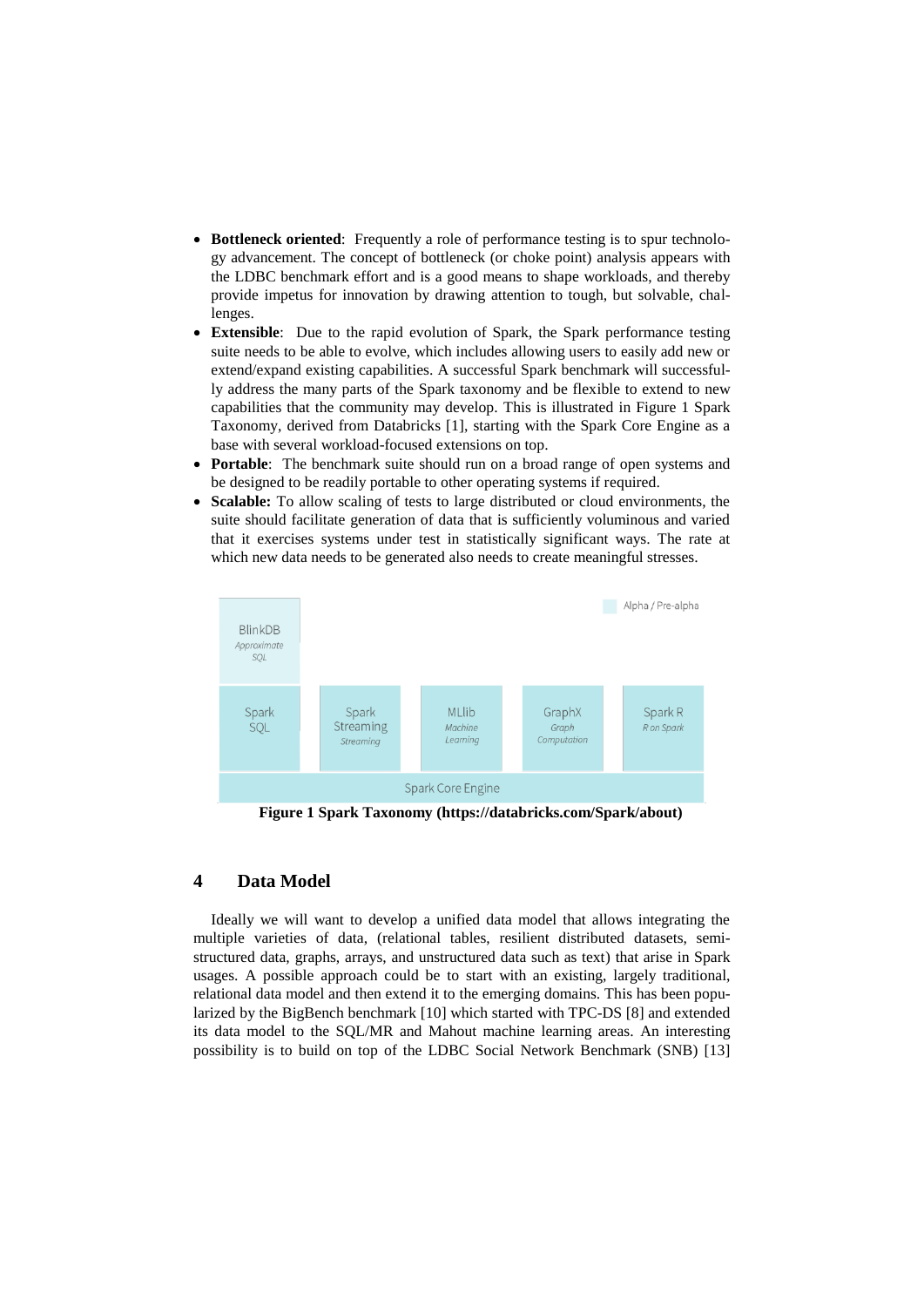- **Bottleneck oriented**: Frequently a role of performance testing is to spur technology advancement. The concept of bottleneck (or choke point) analysis appears with the LDBC benchmark effort and is a good means to shape workloads, and thereby provide impetus for innovation by drawing attention to tough, but solvable, challenges.
- **Extensible**: Due to the rapid evolution of Spark, the Spark performance testing suite needs to be able to evolve, which includes allowing users to easily add new or extend/expand existing capabilities. A successful Spark benchmark will successfully address the many parts of the Spark taxonomy and be flexible to extend to new capabilities that the community may develop. This is illustrated in Figure 1 Spark Taxonomy, derived from Databricks [1], starting with the Spark Core Engine as a base with several workload-focused extensions on top.
- **Portable**: The benchmark suite should run on a broad range of open systems and be designed to be readily portable to other operating systems if required.
- **Scalable:** To allow scaling of tests to large distributed or cloud environments, the suite should facilitate generation of data that is sufficiently voluminous and varied that it exercises systems under test in statistically significant ways. The rate at which new data needs to be generated also needs to create meaningful stresses.

| BlinkDB *Approximate SQL* | | | | |
|---|---|---|---|---|
| Spark SQL | Spark Streaming *Streaming* | MLlib *Machine Learning* | GraphX *Graph Computation* | Spark R *R on Spark* |
| Spark Core Engine | | | | |

Alpha / Pre-alpha

**Figure 1 Spark Taxonomy (https://databricks.com/Spark/about)**

## 4 Data Model

Ideally we will want to develop a unified data model that allows integrating the multiple varieties of data, (relational tables, resilient distributed datasets, semi-structured data, graphs, arrays, and unstructured data such as text) that arise in Spark usages. A possible approach could be to start with an existing, largely traditional, relational data model and then extend it to the emerging domains. This has been popularized by the BigBench benchmark [10] which started with TPC-DS [8] and extended its data model to the SQL/MR and Mahout machine learning areas. An interesting possibility is to build on top of the LDBC Social Network Benchmark (SNB) [13]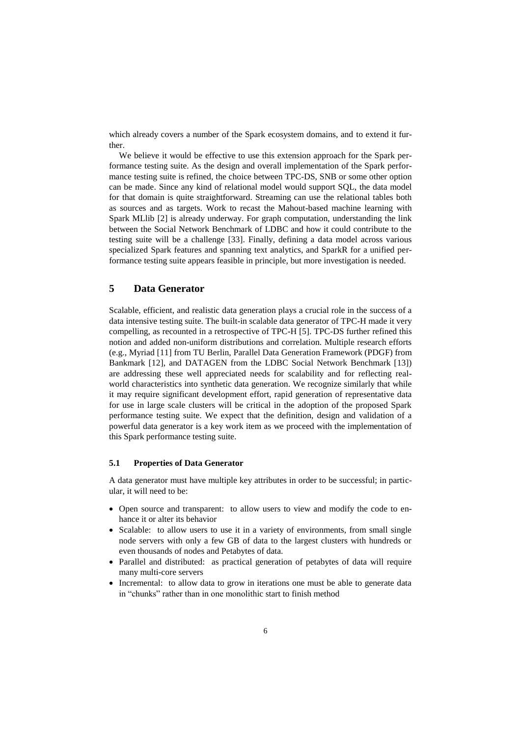which already covers a number of the Spark ecosystem domains, and to extend it further.

We believe it would be effective to use this extension approach for the Spark performance testing suite. As the design and overall implementation of the Spark performance testing suite is refined, the choice between TPC-DS, SNB or some other option can be made. Since any kind of relational model would support SQL, the data model for that domain is quite straightforward. Streaming can use the relational tables both as sources and as targets. Work to recast the Mahout-based machine learning with Spark MLlib [2] is already underway. For graph computation, understanding the link between the Social Network Benchmark of LDBC and how it could contribute to the testing suite will be a challenge [33]. Finally, defining a data model across various specialized Spark features and spanning text analytics, and SparkR for a unified performance testing suite appears feasible in principle, but more investigation is needed.

## 5 Data Generator

Scalable, efficient, and realistic data generation plays a crucial role in the success of a data intensive testing suite. The built-in scalable data generator of TPC-H made it very compelling, as recounted in a retrospective of TPC-H [5]. TPC-DS further refined this notion and added non-uniform distributions and correlation. Multiple research efforts (e.g., Myriad [11] from TU Berlin, Parallel Data Generation Framework (PDGF) from Bankmark [12], and DATAGEN from the LDBC Social Network Benchmark [13]) are addressing these well appreciated needs for scalability and for reflecting real-world characteristics into synthetic data generation. We recognize similarly that while it may require significant development effort, rapid generation of representative data for use in large scale clusters will be critical in the adoption of the proposed Spark performance testing suite. We expect that the definition, design and validation of a powerful data generator is a key work item as we proceed with the implementation of this Spark performance testing suite.

### 5.1 Properties of Data Generator

A data generator must have multiple key attributes in order to be successful; in particular, it will need to be:

- Open source and transparent: to allow users to view and modify the code to enhance it or alter its behavior
- Scalable: to allow users to use it in a variety of environments, from small single node servers with only a few GB of data to the largest clusters with hundreds or even thousands of nodes and Petabytes of data.
- Parallel and distributed: as practical generation of petabytes of data will require many multi-core servers
- Incremental: to allow data to grow in iterations one must be able to generate data in "chunks" rather than in one monolithic start to finish method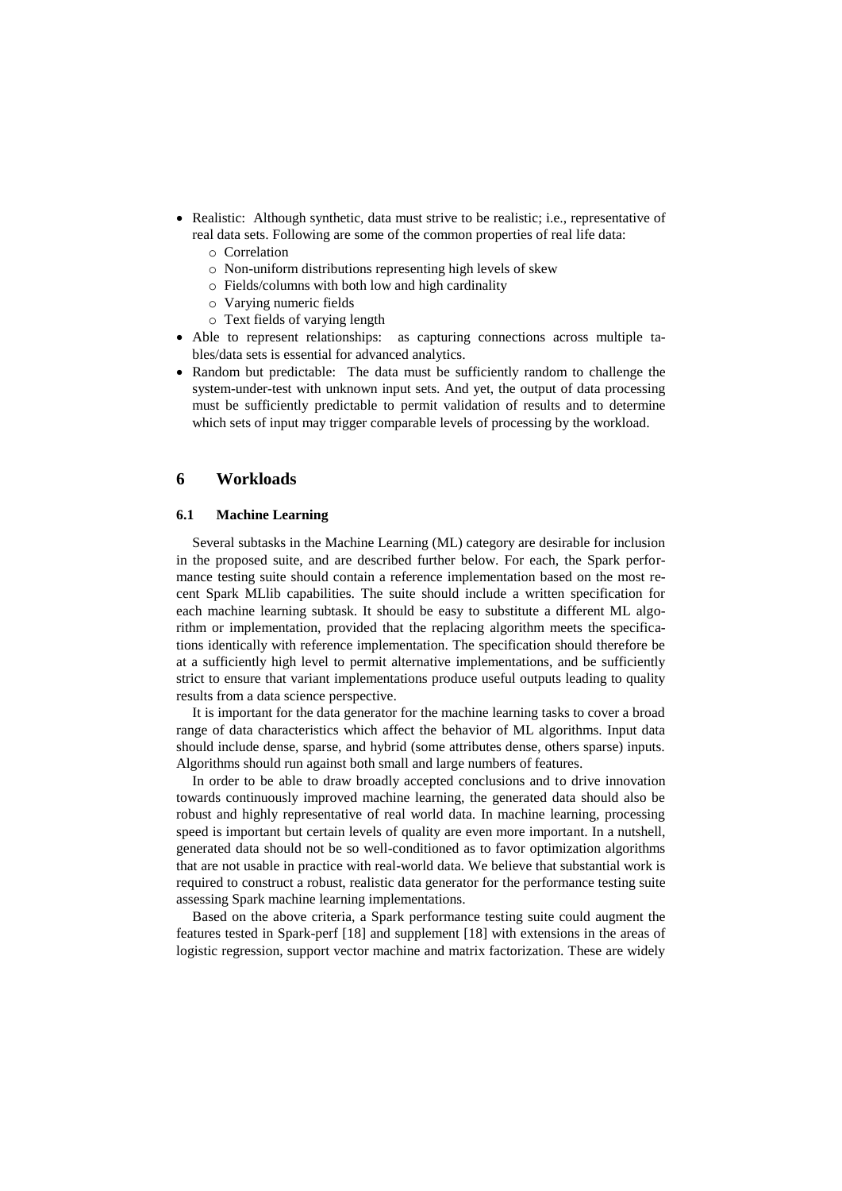- Realistic: Although synthetic, data must strive to be realistic; i.e., representative of real data sets. Following are some of the common properties of real life data:
  - Correlation
  - Non-uniform distributions representing high levels of skew
  - Fields/columns with both low and high cardinality
  - Varying numeric fields
  - Text fields of varying length
- Able to represent relationships: as capturing connections across multiple tables/data sets is essential for advanced analytics.
- Random but predictable: The data must be sufficiently random to challenge the system-under-test with unknown input sets. And yet, the output of data processing must be sufficiently predictable to permit validation of results and to determine which sets of input may trigger comparable levels of processing by the workload.

## 6 Workloads

### 6.1 Machine Learning

Several subtasks in the Machine Learning (ML) category are desirable for inclusion in the proposed suite, and are described further below. For each, the Spark performance testing suite should contain a reference implementation based on the most recent Spark MLlib capabilities. The suite should include a written specification for each machine learning subtask. It should be easy to substitute a different ML algorithm or implementation, provided that the replacing algorithm meets the specifications identically with reference implementation. The specification should therefore be at a sufficiently high level to permit alternative implementations, and be sufficiently strict to ensure that variant implementations produce useful outputs leading to quality results from a data science perspective.

It is important for the data generator for the machine learning tasks to cover a broad range of data characteristics which affect the behavior of ML algorithms. Input data should include dense, sparse, and hybrid (some attributes dense, others sparse) inputs. Algorithms should run against both small and large numbers of features.

In order to be able to draw broadly accepted conclusions and to drive innovation towards continuously improved machine learning, the generated data should also be robust and highly representative of real world data. In machine learning, processing speed is important but certain levels of quality are even more important. In a nutshell, generated data should not be so well-conditioned as to favor optimization algorithms that are not usable in practice with real-world data. We believe that substantial work is required to construct a robust, realistic data generator for the performance testing suite assessing Spark machine learning implementations.

Based on the above criteria, a Spark performance testing suite could augment the features tested in Spark-perf [18] and supplement [18] with extensions in the areas of logistic regression, support vector machine and matrix factorization. These are widely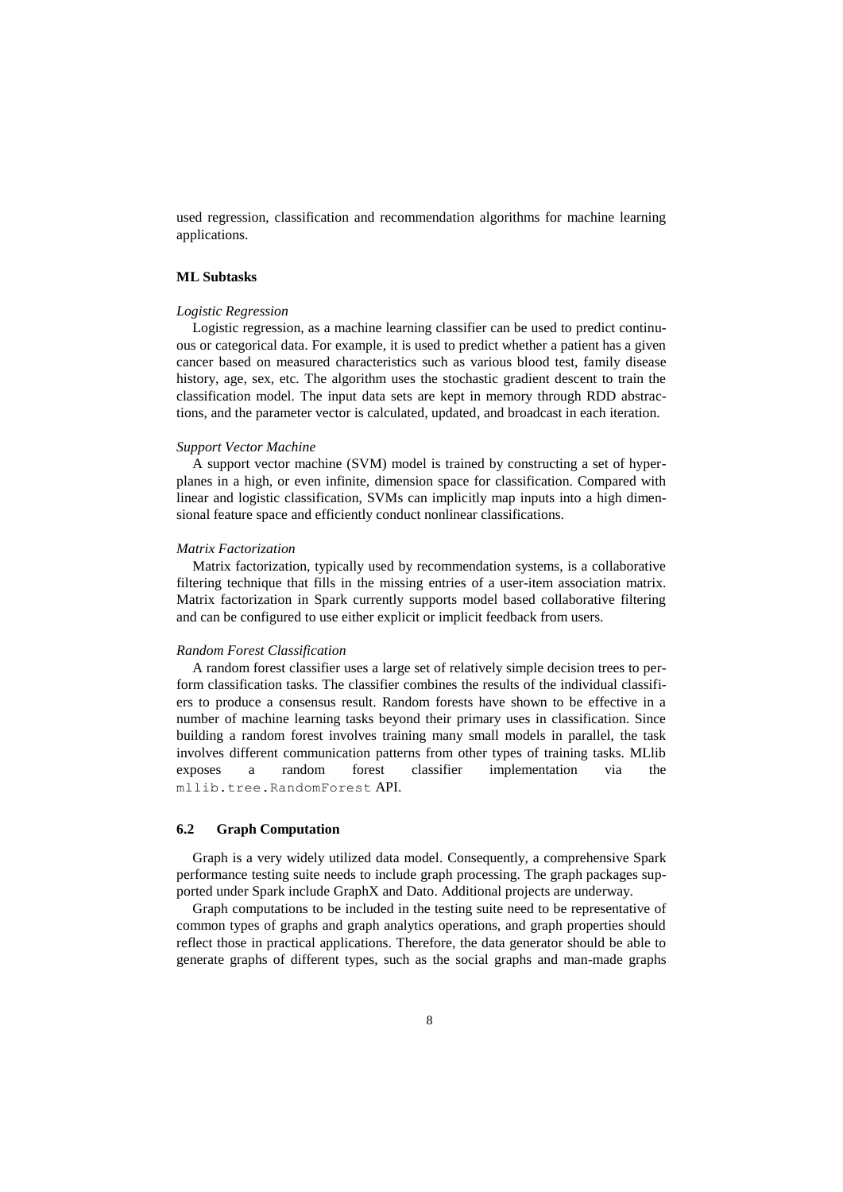used regression, classification and recommendation algorithms for machine learning applications.

**ML Subtasks**

*Logistic Regression*

Logistic regression, as a machine learning classifier can be used to predict continuous or categorical data. For example, it is used to predict whether a patient has a given cancer based on measured characteristics such as various blood test, family disease history, age, sex, etc. The algorithm uses the stochastic gradient descent to train the classification model. The input data sets are kept in memory through RDD abstractions, and the parameter vector is calculated, updated, and broadcast in each iteration.

*Support Vector Machine*

A support vector machine (SVM) model is trained by constructing a set of hyperplanes in a high, or even infinite, dimension space for classification. Compared with linear and logistic classification, SVMs can implicitly map inputs into a high dimensional feature space and efficiently conduct nonlinear classifications.

*Matrix Factorization*

Matrix factorization, typically used by recommendation systems, is a collaborative filtering technique that fills in the missing entries of a user-item association matrix. Matrix factorization in Spark currently supports model based collaborative filtering and can be configured to use either explicit or implicit feedback from users.

*Random Forest Classification*

A random forest classifier uses a large set of relatively simple decision trees to perform classification tasks. The classifier combines the results of the individual classifiers to produce a consensus result. Random forests have shown to be effective in a number of machine learning tasks beyond their primary uses in classification. Since building a random forest involves training many small models in parallel, the task involves different communication patterns from other types of training tasks. MLlib exposes a random forest classifier implementation via the `mllib.tree.RandomForest` API.

### 6.2 Graph Computation

Graph is a very widely utilized data model. Consequently, a comprehensive Spark performance testing suite needs to include graph processing. The graph packages supported under Spark include GraphX and Dato. Additional projects are underway.

Graph computations to be included in the testing suite need to be representative of common types of graphs and graph analytics operations, and graph properties should reflect those in practical applications. Therefore, the data generator should be able to generate graphs of different types, such as the social graphs and man-made graphs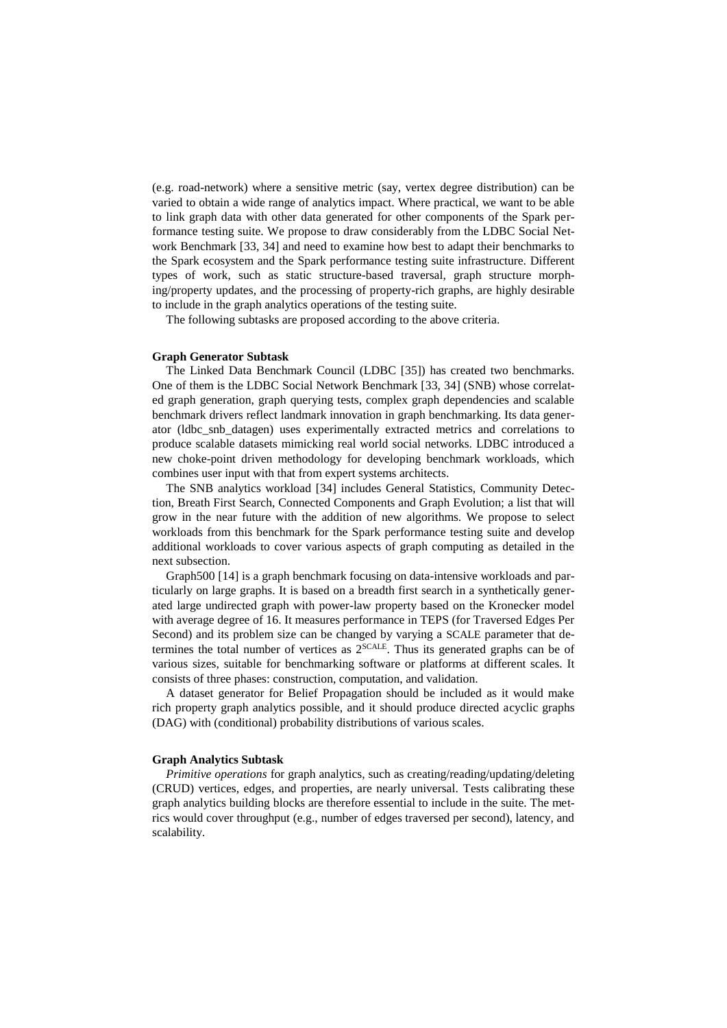(e.g. road-network) where a sensitive metric (say, vertex degree distribution) can be varied to obtain a wide range of analytics impact. Where practical, we want to be able to link graph data with other data generated for other components of the Spark performance testing suite. We propose to draw considerably from the LDBC Social Network Benchmark [33, 34] and need to examine how best to adapt their benchmarks to the Spark ecosystem and the Spark performance testing suite infrastructure. Different types of work, such as static structure-based traversal, graph structure morphing/property updates, and the processing of property-rich graphs, are highly desirable to include in the graph analytics operations of the testing suite.

The following subtasks are proposed according to the above criteria.

**Graph Generator Subtask**

The Linked Data Benchmark Council (LDBC [35]) has created two benchmarks. One of them is the LDBC Social Network Benchmark [33, 34] (SNB) whose correlated graph generation, graph querying tests, complex graph dependencies and scalable benchmark drivers reflect landmark innovation in graph benchmarking. Its data generator (ldbc_snb_datagen) uses experimentally extracted metrics and correlations to produce scalable datasets mimicking real world social networks. LDBC introduced a new choke-point driven methodology for developing benchmark workloads, which combines user input with that from expert systems architects.

The SNB analytics workload [34] includes General Statistics, Community Detection, Breath First Search, Connected Components and Graph Evolution; a list that will grow in the near future with the addition of new algorithms. We propose to select workloads from this benchmark for the Spark performance testing suite and develop additional workloads to cover various aspects of graph computing as detailed in the next subsection.

Graph500 [14] is a graph benchmark focusing on data-intensive workloads and particularly on large graphs. It is based on a breadth first search in a synthetically generated large undirected graph with power-law property based on the Kronecker model with average degree of 16. It measures performance in TEPS (for Traversed Edges Per Second) and its problem size can be changed by varying a SCALE parameter that determines the total number of vertices as $2^{\text{SCALE}}$. Thus its generated graphs can be of various sizes, suitable for benchmarking software or platforms at different scales. It consists of three phases: construction, computation, and validation.

A dataset generator for Belief Propagation should be included as it would make rich property graph analytics possible, and it should produce directed acyclic graphs (DAG) with (conditional) probability distributions of various scales.

**Graph Analytics Subtask**

*Primitive operations* for graph analytics, such as creating/reading/updating/deleting (CRUD) vertices, edges, and properties, are nearly universal. Tests calibrating these graph analytics building blocks are therefore essential to include in the suite. The metrics would cover throughput (e.g., number of edges traversed per second), latency, and scalability.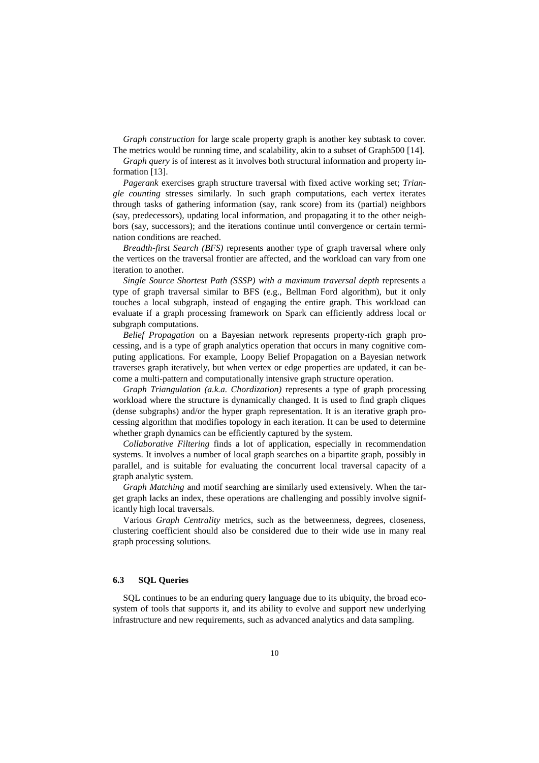*Graph construction* for large scale property graph is another key subtask to cover. The metrics would be running time, and scalability, akin to a subset of Graph500 [14].

*Graph query* is of interest as it involves both structural information and property information [13].

*Pagerank* exercises graph structure traversal with fixed active working set; *Triangle counting* stresses similarly. In such graph computations, each vertex iterates through tasks of gathering information (say, rank score) from its (partial) neighbors (say, predecessors), updating local information, and propagating it to the other neighbors (say, successors); and the iterations continue until convergence or certain termination conditions are reached.

*Breadth-first Search (BFS)* represents another type of graph traversal where only the vertices on the traversal frontier are affected, and the workload can vary from one iteration to another.

*Single Source Shortest Path (SSSP) with a maximum traversal depth* represents a type of graph traversal similar to BFS (e.g., Bellman Ford algorithm), but it only touches a local subgraph, instead of engaging the entire graph. This workload can evaluate if a graph processing framework on Spark can efficiently address local or subgraph computations.

*Belief Propagation* on a Bayesian network represents property-rich graph processing, and is a type of graph analytics operation that occurs in many cognitive computing applications. For example, Loopy Belief Propagation on a Bayesian network traverses graph iteratively, but when vertex or edge properties are updated, it can become a multi-pattern and computationally intensive graph structure operation.

*Graph Triangulation (a.k.a. Chordization)* represents a type of graph processing workload where the structure is dynamically changed. It is used to find graph cliques (dense subgraphs) and/or the hyper graph representation. It is an iterative graph processing algorithm that modifies topology in each iteration. It can be used to determine whether graph dynamics can be efficiently captured by the system.

*Collaborative Filtering* finds a lot of application, especially in recommendation systems. It involves a number of local graph searches on a bipartite graph, possibly in parallel, and is suitable for evaluating the concurrent local traversal capacity of a graph analytic system.

*Graph Matching* and motif searching are similarly used extensively. When the target graph lacks an index, these operations are challenging and possibly involve significantly high local traversals.

Various *Graph Centrality* metrics, such as the betweenness, degrees, closeness, clustering coefficient should also be considered due to their wide use in many real graph processing solutions.

### 6.3 SQL Queries

SQL continues to be an enduring query language due to its ubiquity, the broad ecosystem of tools that supports it, and its ability to evolve and support new underlying infrastructure and new requirements, such as advanced analytics and data sampling.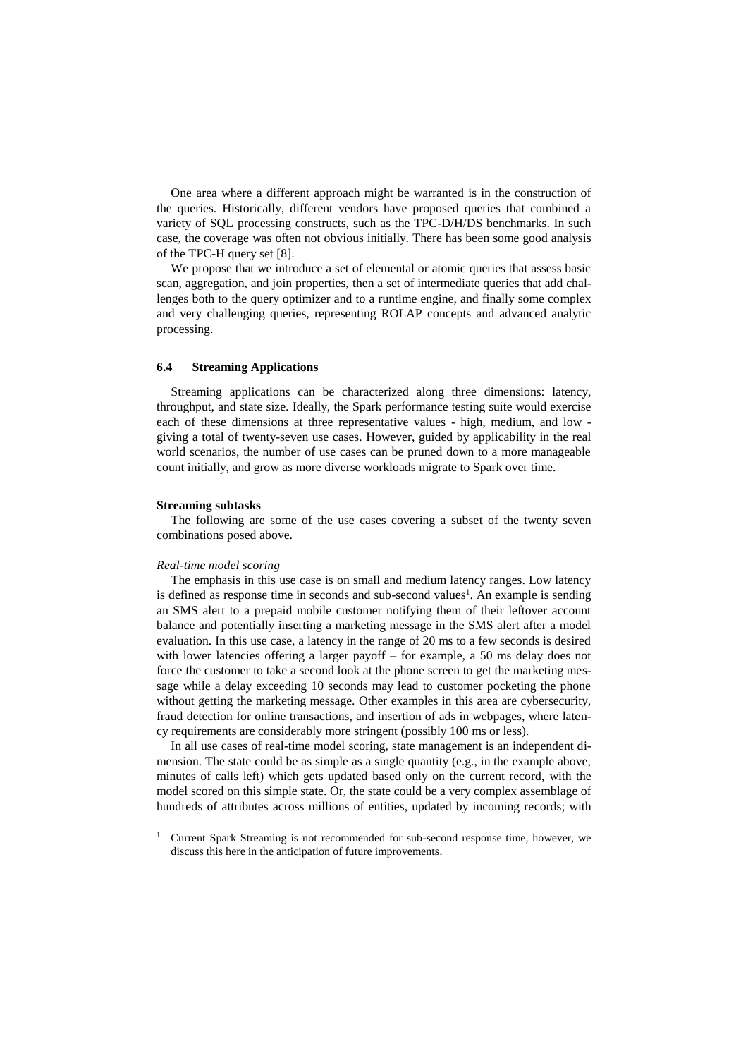One area where a different approach might be warranted is in the construction of the queries. Historically, different vendors have proposed queries that combined a variety of SQL processing constructs, such as the TPC-D/H/DS benchmarks. In such case, the coverage was often not obvious initially. There has been some good analysis of the TPC-H query set [8].

We propose that we introduce a set of elemental or atomic queries that assess basic scan, aggregation, and join properties, then a set of intermediate queries that add challenges both to the query optimizer and to a runtime engine, and finally some complex and very challenging queries, representing ROLAP concepts and advanced analytic processing.

### 6.4 Streaming Applications

Streaming applications can be characterized along three dimensions: latency, throughput, and state size. Ideally, the Spark performance testing suite would exercise each of these dimensions at three representative values - high, medium, and low - giving a total of twenty-seven use cases. However, guided by applicability in the real world scenarios, the number of use cases can be pruned down to a more manageable count initially, and grow as more diverse workloads migrate to Spark over time.

**Streaming subtasks**

The following are some of the use cases covering a subset of the twenty seven combinations posed above.

*Real-time model scoring*

The emphasis in this use case is on small and medium latency ranges. Low latency is defined as response time in seconds and sub-second values[1]. An example is sending an SMS alert to a prepaid mobile customer notifying them of their leftover account balance and potentially inserting a marketing message in the SMS alert after a model evaluation. In this use case, a latency in the range of 20 ms to a few seconds is desired with lower latencies offering a larger payoff – for example, a 50 ms delay does not force the customer to take a second look at the phone screen to get the marketing message while a delay exceeding 10 seconds may lead to customer pocketing the phone without getting the marketing message. Other examples in this area are cybersecurity, fraud detection for online transactions, and insertion of ads in webpages, where latency requirements are considerably more stringent (possibly 100 ms or less).

In all use cases of real-time model scoring, state management is an independent dimension. The state could be as simple as a single quantity (e.g., in the example above, minutes of calls left) which gets updated based only on the current record, with the model scored on this simple state. Or, the state could be a very complex assemblage of hundreds of attributes across millions of entities, updated by incoming records; with

[1] Current Spark Streaming is not recommended for sub-second response time, however, we discuss this here in the anticipation of future improvements.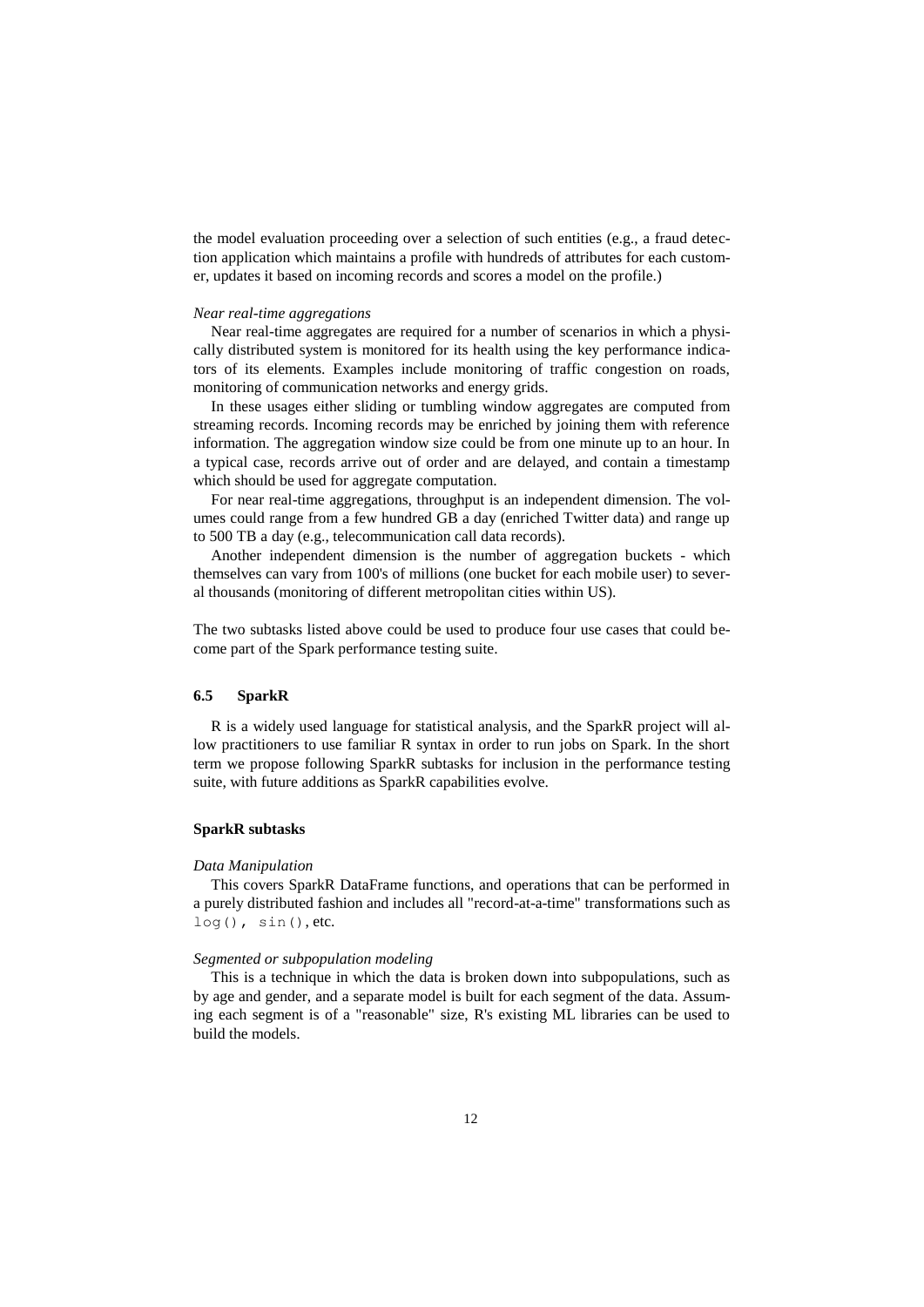the model evaluation proceeding over a selection of such entities (e.g., a fraud detection application which maintains a profile with hundreds of attributes for each customer, updates it based on incoming records and scores a model on the profile.)

*Near real-time aggregations*

Near real-time aggregates are required for a number of scenarios in which a physically distributed system is monitored for its health using the key performance indicators of its elements. Examples include monitoring of traffic congestion on roads, monitoring of communication networks and energy grids.

In these usages either sliding or tumbling window aggregates are computed from streaming records. Incoming records may be enriched by joining them with reference information. The aggregation window size could be from one minute up to an hour. In a typical case, records arrive out of order and are delayed, and contain a timestamp which should be used for aggregate computation.

For near real-time aggregations, throughput is an independent dimension. The volumes could range from a few hundred GB a day (enriched Twitter data) and range up to 500 TB a day (e.g., telecommunication call data records).

Another independent dimension is the number of aggregation buckets - which themselves can vary from 100's of millions (one bucket for each mobile user) to several thousands (monitoring of different metropolitan cities within US).

The two subtasks listed above could be used to produce four use cases that could become part of the Spark performance testing suite.

### 6.5 SparkR

R is a widely used language for statistical analysis, and the SparkR project will allow practitioners to use familiar R syntax in order to run jobs on Spark. In the short term we propose following SparkR subtasks for inclusion in the performance testing suite, with future additions as SparkR capabilities evolve.

**SparkR subtasks**

*Data Manipulation*

This covers SparkR DataFrame functions, and operations that can be performed in a purely distributed fashion and includes all "record-at-a-time" transformations such as `log()`, `sin()`, etc.

*Segmented or subpopulation modeling*

This is a technique in which the data is broken down into subpopulations, such as by age and gender, and a separate model is built for each segment of the data. Assuming each segment is of a "reasonable" size, R's existing ML libraries can be used to build the models.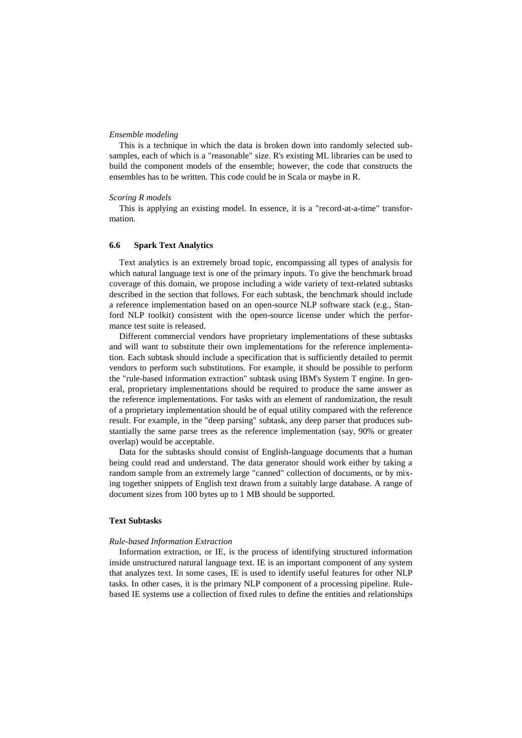*Ensemble modeling*

This is a technique in which the data is broken down into randomly selected subsamples, each of which is a "reasonable" size. R's existing ML libraries can be used to build the component models of the ensemble; however, the code that constructs the ensembles has to be written. This code could be in Scala or maybe in R.

*Scoring R models*

This is applying an existing model. In essence, it is a "record-at-a-time" transformation.

### 6.6 Spark Text Analytics

Text analytics is an extremely broad topic, encompassing all types of analysis for which natural language text is one of the primary inputs. To give the benchmark broad coverage of this domain, we propose including a wide variety of text-related subtasks described in the section that follows. For each subtask, the benchmark should include a reference implementation based on an open-source NLP software stack (e.g., Stanford NLP toolkit) consistent with the open-source license under which the performance test suite is released.

Different commercial vendors have proprietary implementations of these subtasks and will want to substitute their own implementations for the reference implementation. Each subtask should include a specification that is sufficiently detailed to permit vendors to perform such substitutions. For example, it should be possible to perform the "rule-based information extraction" subtask using IBM's System T engine. In general, proprietary implementations should be required to produce the same answer as the reference implementations. For tasks with an element of randomization, the result of a proprietary implementation should be of equal utility compared with the reference result. For example, in the "deep parsing" subtask, any deep parser that produces substantially the same parse trees as the reference implementation (say, 90% or greater overlap) would be acceptable.

Data for the subtasks should consist of English-language documents that a human being could read and understand. The data generator should work either by taking a random sample from an extremely large "canned" collection of documents, or by mixing together snippets of English text drawn from a suitably large database. A range of document sizes from 100 bytes up to 1 MB should be supported.

#### Text Subtasks

*Rule-based Information Extraction*

Information extraction, or IE, is the process of identifying structured information inside unstructured natural language text. IE is an important component of any system that analyzes text. In some cases, IE is used to identify useful features for other NLP tasks. In other cases, it is the primary NLP component of a processing pipeline. Rule-based IE systems use a collection of fixed rules to define the entities and relationships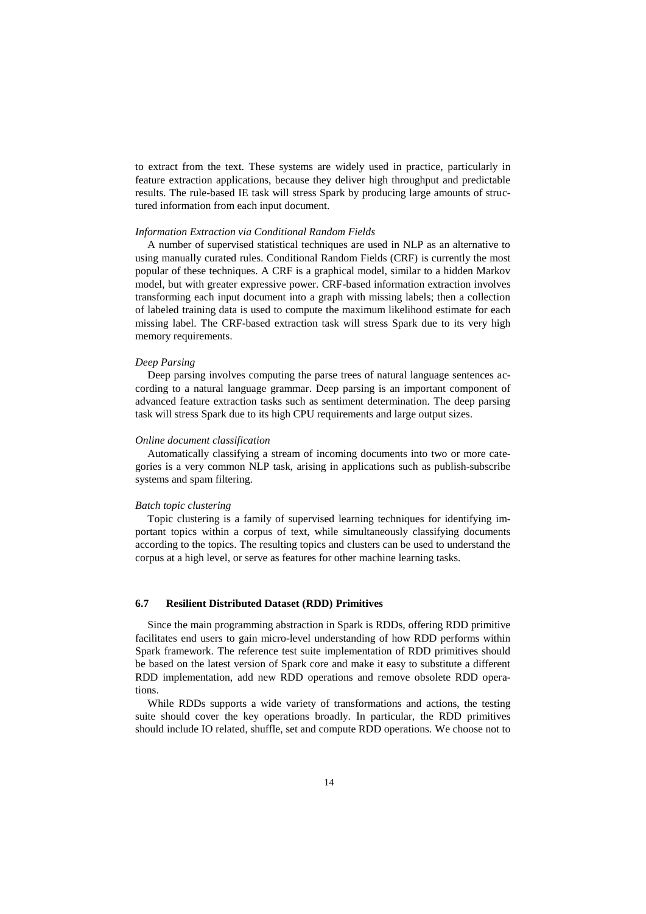to extract from the text. These systems are widely used in practice, particularly in feature extraction applications, because they deliver high throughput and predictable results. The rule-based IE task will stress Spark by producing large amounts of structured information from each input document.

*Information Extraction via Conditional Random Fields*

A number of supervised statistical techniques are used in NLP as an alternative to using manually curated rules. Conditional Random Fields (CRF) is currently the most popular of these techniques. A CRF is a graphical model, similar to a hidden Markov model, but with greater expressive power. CRF-based information extraction involves transforming each input document into a graph with missing labels; then a collection of labeled training data is used to compute the maximum likelihood estimate for each missing label. The CRF-based extraction task will stress Spark due to its very high memory requirements.

*Deep Parsing*

Deep parsing involves computing the parse trees of natural language sentences according to a natural language grammar. Deep parsing is an important component of advanced feature extraction tasks such as sentiment determination. The deep parsing task will stress Spark due to its high CPU requirements and large output sizes.

*Online document classification*

Automatically classifying a stream of incoming documents into two or more categories is a very common NLP task, arising in applications such as publish-subscribe systems and spam filtering.

*Batch topic clustering*

Topic clustering is a family of supervised learning techniques for identifying important topics within a corpus of text, while simultaneously classifying documents according to the topics. The resulting topics and clusters can be used to understand the corpus at a high level, or serve as features for other machine learning tasks.

### 6.7 Resilient Distributed Dataset (RDD) Primitives

Since the main programming abstraction in Spark is RDDs, offering RDD primitive facilitates end users to gain micro-level understanding of how RDD performs within Spark framework. The reference test suite implementation of RDD primitives should be based on the latest version of Spark core and make it easy to substitute a different RDD implementation, add new RDD operations and remove obsolete RDD operations.

While RDDs supports a wide variety of transformations and actions, the testing suite should cover the key operations broadly. In particular, the RDD primitives should include IO related, shuffle, set and compute RDD operations. We choose not to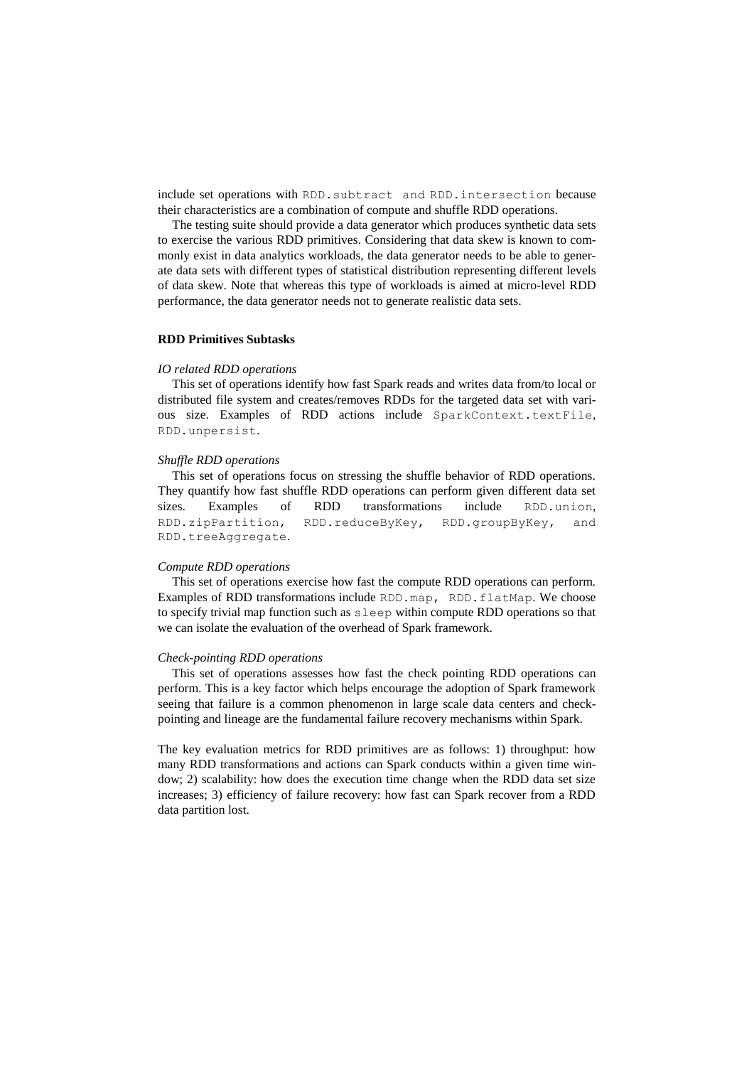include set operations with `RDD.subtract` and `RDD.intersection` because their characteristics are a combination of compute and shuffle RDD operations.

The testing suite should provide a data generator which produces synthetic data sets to exercise the various RDD primitives. Considering that data skew is known to commonly exist in data analytics workloads, the data generator needs to be able to generate data sets with different types of statistical distribution representing different levels of data skew. Note that whereas this type of workloads is aimed at micro-level RDD performance, the data generator needs not to generate realistic data sets.

**RDD Primitives Subtasks**

*IO related RDD operations*

This set of operations identify how fast Spark reads and writes data from/to local or distributed file system and creates/removes RDDs for the targeted data set with various size. Examples of RDD actions include `SparkContext.textFile`, `RDD.unpersist`.

*Shuffle RDD operations*

This set of operations focus on stressing the shuffle behavior of RDD operations. They quantify how fast shuffle RDD operations can perform given different data set sizes. Examples of RDD transformations include `RDD.union`, `RDD.zipPartition`, `RDD.reduceByKey`, `RDD.groupByKey`, and `RDD.treeAggregate`.

*Compute RDD operations*

This set of operations exercise how fast the compute RDD operations can perform. Examples of RDD transformations include `RDD.map`, `RDD.flatMap`. We choose to specify trivial map function such as `sleep` within compute RDD operations so that we can isolate the evaluation of the overhead of Spark framework.

*Check-pointing RDD operations*

This set of operations assesses how fast the check pointing RDD operations can perform. This is a key factor which helps encourage the adoption of Spark framework seeing that failure is a common phenomenon in large scale data centers and check-pointing and lineage are the fundamental failure recovery mechanisms within Spark.

The key evaluation metrics for RDD primitives are as follows: 1) throughput: how many RDD transformations and actions can Spark conducts within a given time window; 2) scalability: how does the execution time change when the RDD data set size increases; 3) efficiency of failure recovery: how fast can Spark recover from a RDD data partition lost.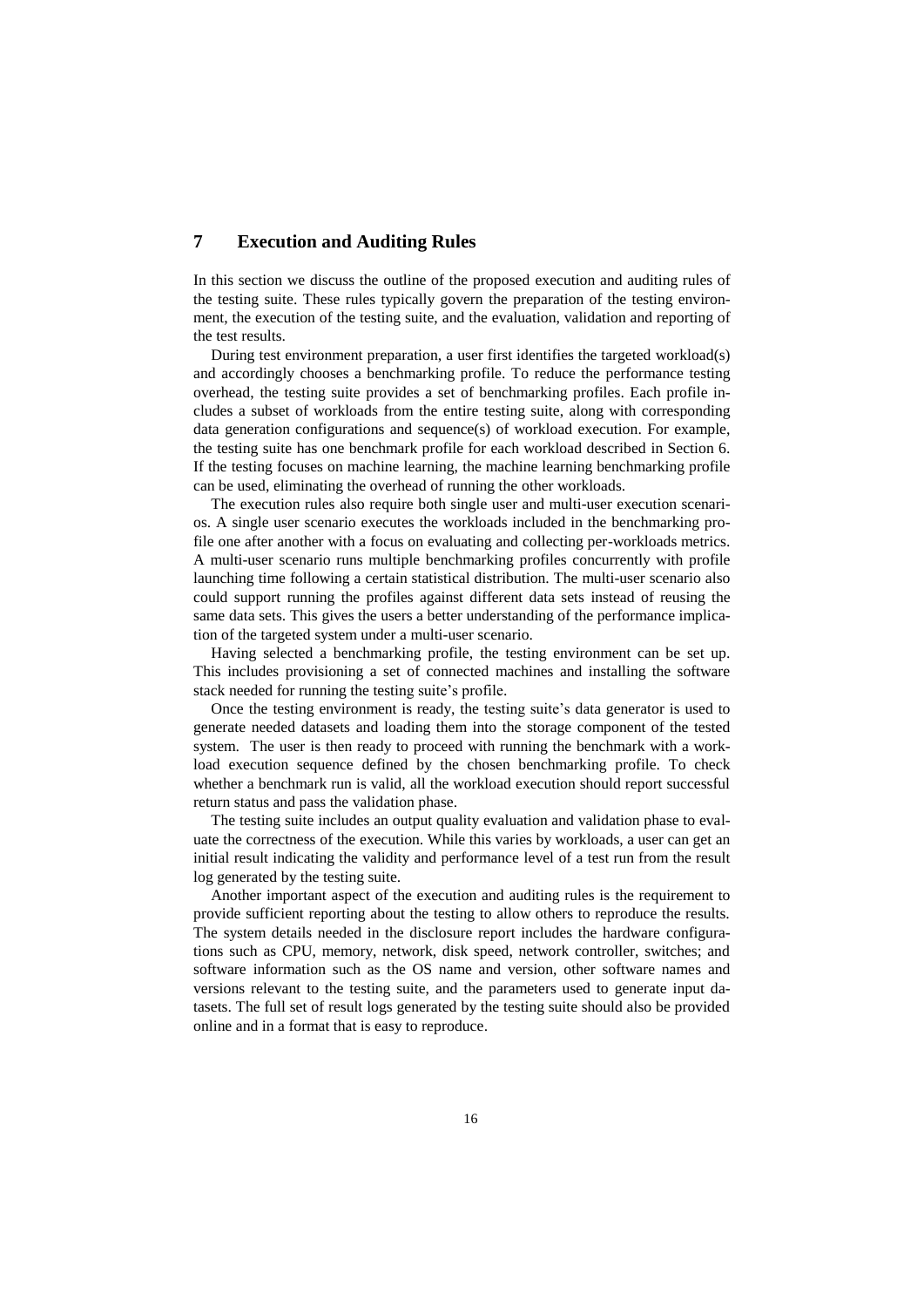## 7 Execution and Auditing Rules

In this section we discuss the outline of the proposed execution and auditing rules of the testing suite. These rules typically govern the preparation of the testing environment, the execution of the testing suite, and the evaluation, validation and reporting of the test results.

During test environment preparation, a user first identifies the targeted workload(s) and accordingly chooses a benchmarking profile. To reduce the performance testing overhead, the testing suite provides a set of benchmarking profiles. Each profile includes a subset of workloads from the entire testing suite, along with corresponding data generation configurations and sequence(s) of workload execution. For example, the testing suite has one benchmark profile for each workload described in Section 6. If the testing focuses on machine learning, the machine learning benchmarking profile can be used, eliminating the overhead of running the other workloads.

The execution rules also require both single user and multi-user execution scenarios. A single user scenario executes the workloads included in the benchmarking profile one after another with a focus on evaluating and collecting per-workloads metrics. A multi-user scenario runs multiple benchmarking profiles concurrently with profile launching time following a certain statistical distribution. The multi-user scenario also could support running the profiles against different data sets instead of reusing the same data sets. This gives the users a better understanding of the performance implication of the targeted system under a multi-user scenario.

Having selected a benchmarking profile, the testing environment can be set up. This includes provisioning a set of connected machines and installing the software stack needed for running the testing suite's profile.

Once the testing environment is ready, the testing suite's data generator is used to generate needed datasets and loading them into the storage component of the tested system. The user is then ready to proceed with running the benchmark with a workload execution sequence defined by the chosen benchmarking profile. To check whether a benchmark run is valid, all the workload execution should report successful return status and pass the validation phase.

The testing suite includes an output quality evaluation and validation phase to evaluate the correctness of the execution. While this varies by workloads, a user can get an initial result indicating the validity and performance level of a test run from the result log generated by the testing suite.

Another important aspect of the execution and auditing rules is the requirement to provide sufficient reporting about the testing to allow others to reproduce the results. The system details needed in the disclosure report includes the hardware configurations such as CPU, memory, network, disk speed, network controller, switches; and software information such as the OS name and version, other software names and versions relevant to the testing suite, and the parameters used to generate input datasets. The full set of result logs generated by the testing suite should also be provided online and in a format that is easy to reproduce.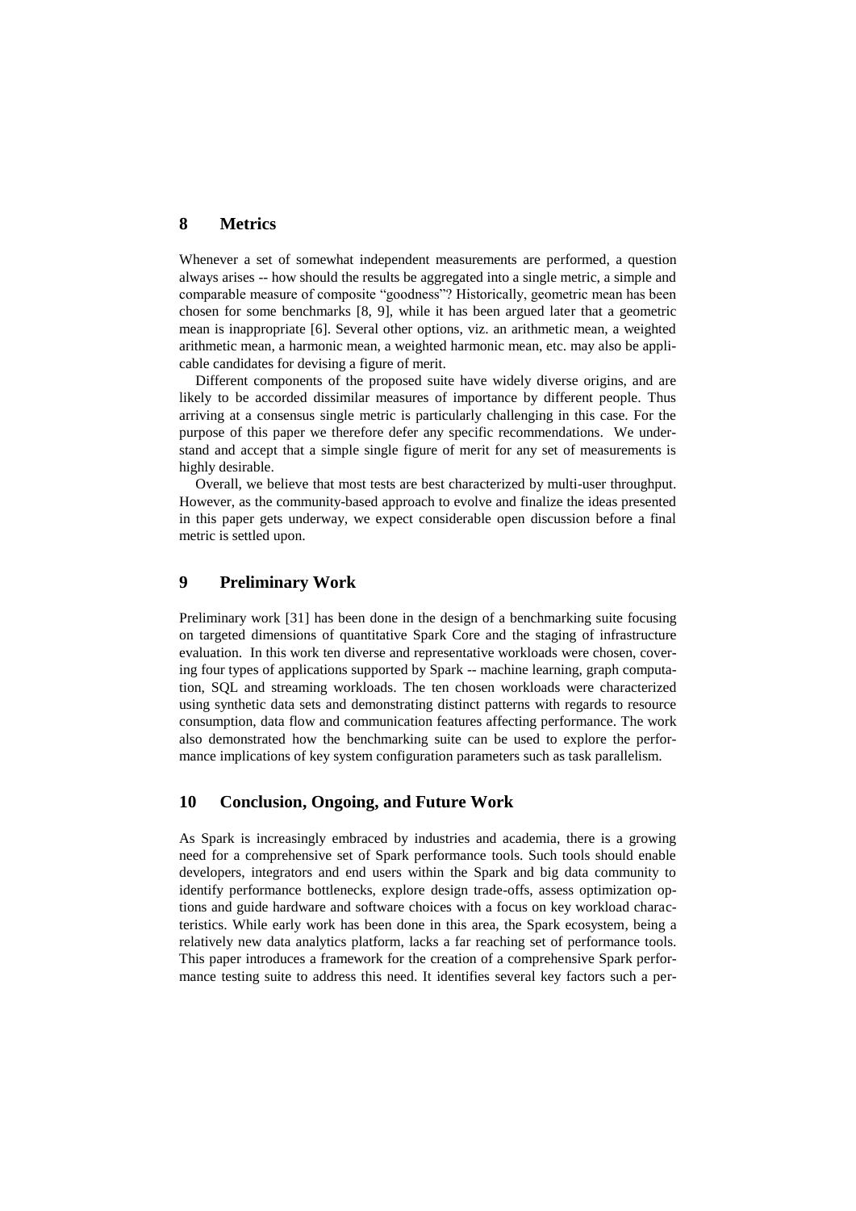## 8 Metrics

Whenever a set of somewhat independent measurements are performed, a question always arises -- how should the results be aggregated into a single metric, a simple and comparable measure of composite "goodness"? Historically, geometric mean has been chosen for some benchmarks [8, 9], while it has been argued later that a geometric mean is inappropriate [6]. Several other options, viz. an arithmetic mean, a weighted arithmetic mean, a harmonic mean, a weighted harmonic mean, etc. may also be applicable candidates for devising a figure of merit.

Different components of the proposed suite have widely diverse origins, and are likely to be accorded dissimilar measures of importance by different people. Thus arriving at a consensus single metric is particularly challenging in this case. For the purpose of this paper we therefore defer any specific recommendations. We understand and accept that a simple single figure of merit for any set of measurements is highly desirable.

Overall, we believe that most tests are best characterized by multi-user throughput. However, as the community-based approach to evolve and finalize the ideas presented in this paper gets underway, we expect considerable open discussion before a final metric is settled upon.

## 9 Preliminary Work

Preliminary work [31] has been done in the design of a benchmarking suite focusing on targeted dimensions of quantitative Spark Core and the staging of infrastructure evaluation. In this work ten diverse and representative workloads were chosen, covering four types of applications supported by Spark -- machine learning, graph computation, SQL and streaming workloads. The ten chosen workloads were characterized using synthetic data sets and demonstrating distinct patterns with regards to resource consumption, data flow and communication features affecting performance. The work also demonstrated how the benchmarking suite can be used to explore the performance implications of key system configuration parameters such as task parallelism.

## 10 Conclusion, Ongoing, and Future Work

As Spark is increasingly embraced by industries and academia, there is a growing need for a comprehensive set of Spark performance tools. Such tools should enable developers, integrators and end users within the Spark and big data community to identify performance bottlenecks, explore design trade-offs, assess optimization options and guide hardware and software choices with a focus on key workload characteristics. While early work has been done in this area, the Spark ecosystem, being a relatively new data analytics platform, lacks a far reaching set of performance tools. This paper introduces a framework for the creation of a comprehensive Spark performance testing suite to address this need. It identifies several key factors such a per-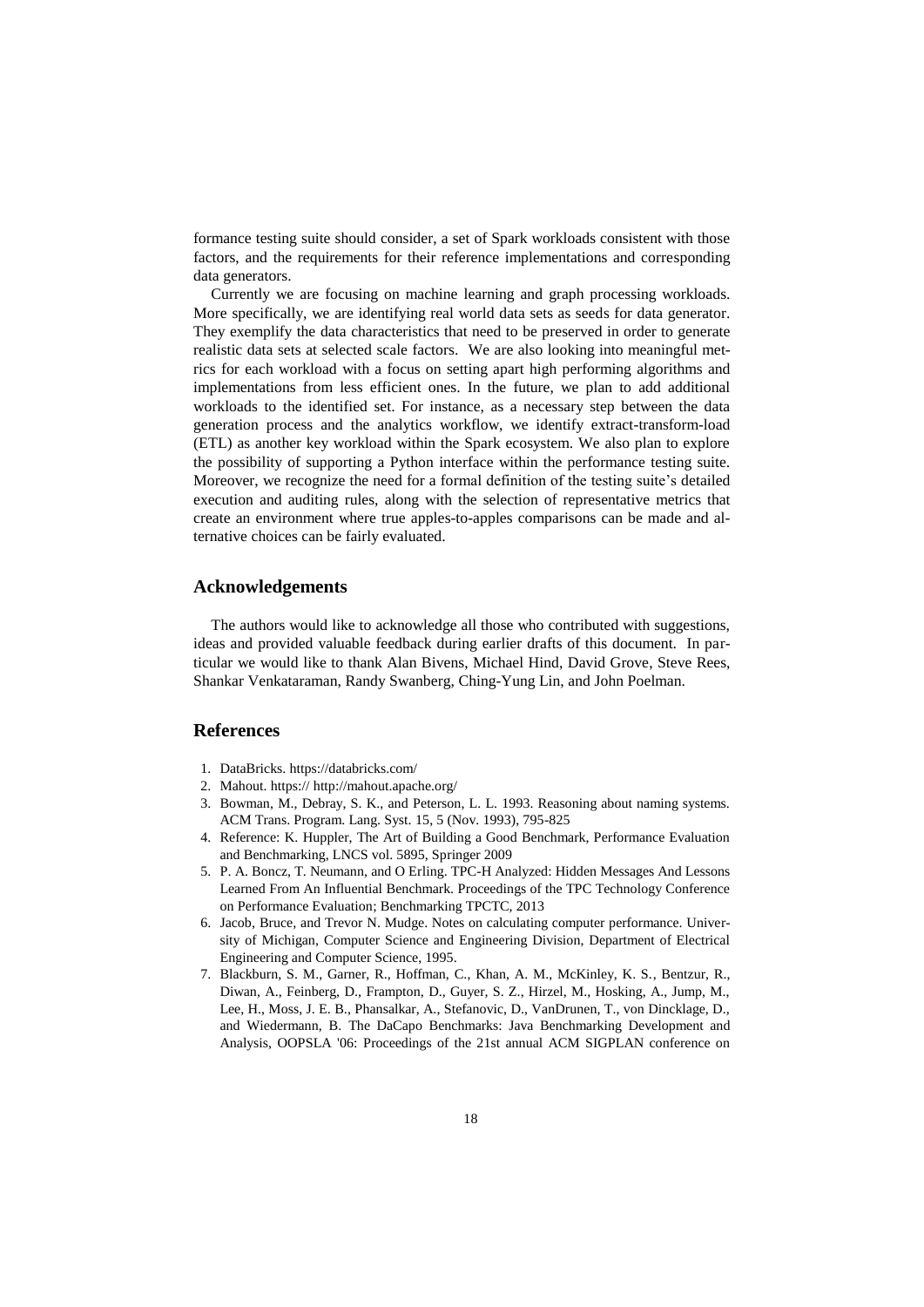formance testing suite should consider, a set of Spark workloads consistent with those factors, and the requirements for their reference implementations and corresponding data generators.

Currently we are focusing on machine learning and graph processing workloads. More specifically, we are identifying real world data sets as seeds for data generator. They exemplify the data characteristics that need to be preserved in order to generate realistic data sets at selected scale factors. We are also looking into meaningful metrics for each workload with a focus on setting apart high performing algorithms and implementations from less efficient ones. In the future, we plan to add additional workloads to the identified set. For instance, as a necessary step between the data generation process and the analytics workflow, we identify extract-transform-load (ETL) as another key workload within the Spark ecosystem. We also plan to explore the possibility of supporting a Python interface within the performance testing suite. Moreover, we recognize the need for a formal definition of the testing suite's detailed execution and auditing rules, along with the selection of representative metrics that create an environment where true apples-to-apples comparisons can be made and alternative choices can be fairly evaluated.

## Acknowledgements

The authors would like to acknowledge all those who contributed with suggestions, ideas and provided valuable feedback during earlier drafts of this document. In particular we would like to thank Alan Bivens, Michael Hind, David Grove, Steve Rees, Shankar Venkataraman, Randy Swanberg, Ching-Yung Lin, and John Poelman.

## References

1. DataBricks. https://databricks.com/
2. Mahout. https:// http://mahout.apache.org/
3. Bowman, M., Debray, S. K., and Peterson, L. L. 1993. Reasoning about naming systems. ACM Trans. Program. Lang. Syst. 15, 5 (Nov. 1993), 795-825
4. Reference: K. Huppler, The Art of Building a Good Benchmark, Performance Evaluation and Benchmarking, LNCS vol. 5895, Springer 2009
5. P. A. Boncz, T. Neumann, and O Erling. TPC-H Analyzed: Hidden Messages And Lessons Learned From An Influential Benchmark. Proceedings of the TPC Technology Conference on Performance Evaluation; Benchmarking TPCTC, 2013
6. Jacob, Bruce, and Trevor N. Mudge. Notes on calculating computer performance. University of Michigan, Computer Science and Engineering Division, Department of Electrical Engineering and Computer Science, 1995.
7. Blackburn, S. M., Garner, R., Hoffman, C., Khan, A. M., McKinley, K. S., Bentzur, R., Diwan, A., Feinberg, D., Frampton, D., Guyer, S. Z., Hirzel, M., Hosking, A., Jump, M., Lee, H., Moss, J. E. B., Phansalkar, A., Stefanovic, D., VanDrunen, T., von Dincklage, D., and Wiedermann, B. The DaCapo Benchmarks: Java Benchmarking Development and Analysis, OOPSLA '06: Proceedings of the 21st annual ACM SIGPLAN conference on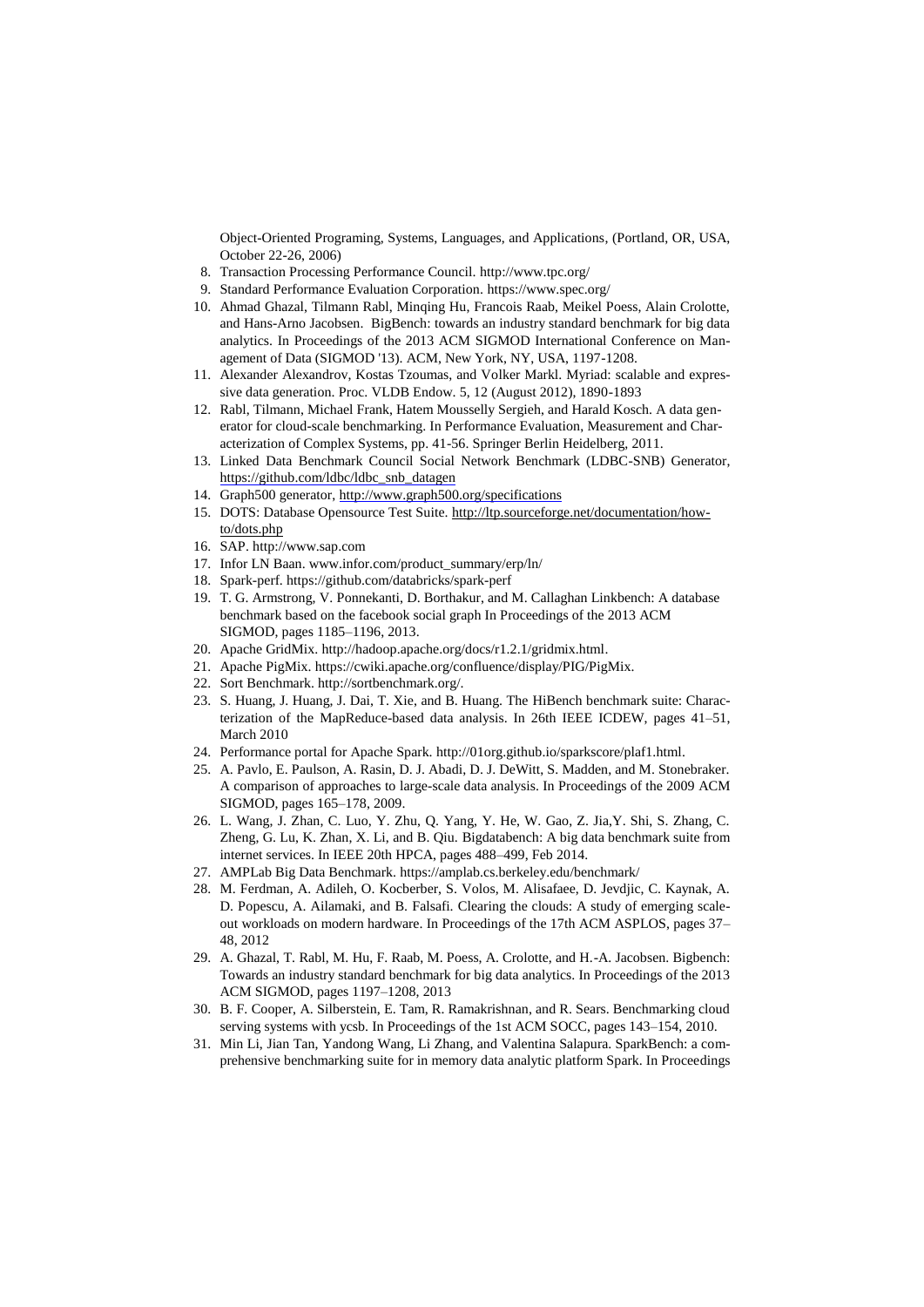Object-Oriented Programing, Systems, Languages, and Applications, (Portland, OR, USA, October 22-26, 2006)

8. Transaction Processing Performance Council. http://www.tpc.org/
9. Standard Performance Evaluation Corporation. https://www.spec.org/
10. Ahmad Ghazal, Tilmann Rabl, Minqing Hu, Francois Raab, Meikel Poess, Alain Crolotte, and Hans-Arno Jacobsen. BigBench: towards an industry standard benchmark for big data analytics. In Proceedings of the 2013 ACM SIGMOD International Conference on Management of Data (SIGMOD '13). ACM, New York, NY, USA, 1197-1208.
11. Alexander Alexandrov, Kostas Tzoumas, and Volker Markl. Myriad: scalable and expressive data generation. Proc. VLDB Endow. 5, 12 (August 2012), 1890-1893
12. Rabl, Tilmann, Michael Frank, Hatem Mousselly Sergieh, and Harald Kosch. A data generator for cloud-scale benchmarking. In Performance Evaluation, Measurement and Characterization of Complex Systems, pp. 41-56. Springer Berlin Heidelberg, 2011.
13. Linked Data Benchmark Council Social Network Benchmark (LDBC-SNB) Generator, https://github.com/ldbc/ldbc_snb_datagen
14. Graph500 generator, http://www.graph500.org/specifications
15. DOTS: Database Opensource Test Suite. http://ltp.sourceforge.net/documentation/how-to/dots.php
16. SAP. http://www.sap.com
17. Infor LN Baan. www.infor.com/product_summary/erp/ln/
18. Spark-perf. https://github.com/databricks/spark-perf
19. T. G. Armstrong, V. Ponnekanti, D. Borthakur, and M. Callaghan Linkbench: A database benchmark based on the facebook social graph In Proceedings of the 2013 ACM SIGMOD, pages 1185–1196, 2013.
20. Apache GridMix. http://hadoop.apache.org/docs/r1.2.1/gridmix.html.
21. Apache PigMix. https://cwiki.apache.org/confluence/display/PIG/PigMix.
22. Sort Benchmark. http://sortbenchmark.org/.
23. S. Huang, J. Huang, J. Dai, T. Xie, and B. Huang. The HiBench benchmark suite: Characterization of the MapReduce-based data analysis. In 26th IEEE ICDEW, pages 41–51, March 2010
24. Performance portal for Apache Spark. http://01org.github.io/sparkscore/plaf1.html.
25. A. Pavlo, E. Paulson, A. Rasin, D. J. Abadi, D. J. DeWitt, S. Madden, and M. Stonebraker. A comparison of approaches to large-scale data analysis. In Proceedings of the 2009 ACM SIGMOD, pages 165–178, 2009.
26. L. Wang, J. Zhan, C. Luo, Y. Zhu, Q. Yang, Y. He, W. Gao, Z. Jia,Y. Shi, S. Zhang, C. Zheng, G. Lu, K. Zhan, X. Li, and B. Qiu. Bigdatabench: A big data benchmark suite from internet services. In IEEE 20th HPCA, pages 488–499, Feb 2014.
27. AMPLab Big Data Benchmark. https://amplab.cs.berkeley.edu/benchmark/
28. M. Ferdman, A. Adileh, O. Kocberber, S. Volos, M. Alisafaee, D. Jevdjic, C. Kaynak, A. D. Popescu, A. Ailamaki, and B. Falsafi. Clearing the clouds: A study of emerging scale-out workloads on modern hardware. In Proceedings of the 17th ACM ASPLOS, pages 37–48, 2012
29. A. Ghazal, T. Rabl, M. Hu, F. Raab, M. Poess, A. Crolotte, and H.-A. Jacobsen. Bigbench: Towards an industry standard benchmark for big data analytics. In Proceedings of the 2013 ACM SIGMOD, pages 1197–1208, 2013
30. B. F. Cooper, A. Silberstein, E. Tam, R. Ramakrishnan, and R. Sears. Benchmarking cloud serving systems with ycsb. In Proceedings of the 1st ACM SOCC, pages 143–154, 2010.
31. Min Li, Jian Tan, Yandong Wang, Li Zhang, and Valentina Salapura. SparkBench: a comprehensive benchmarking suite for in memory data analytic platform Spark. In Proceedings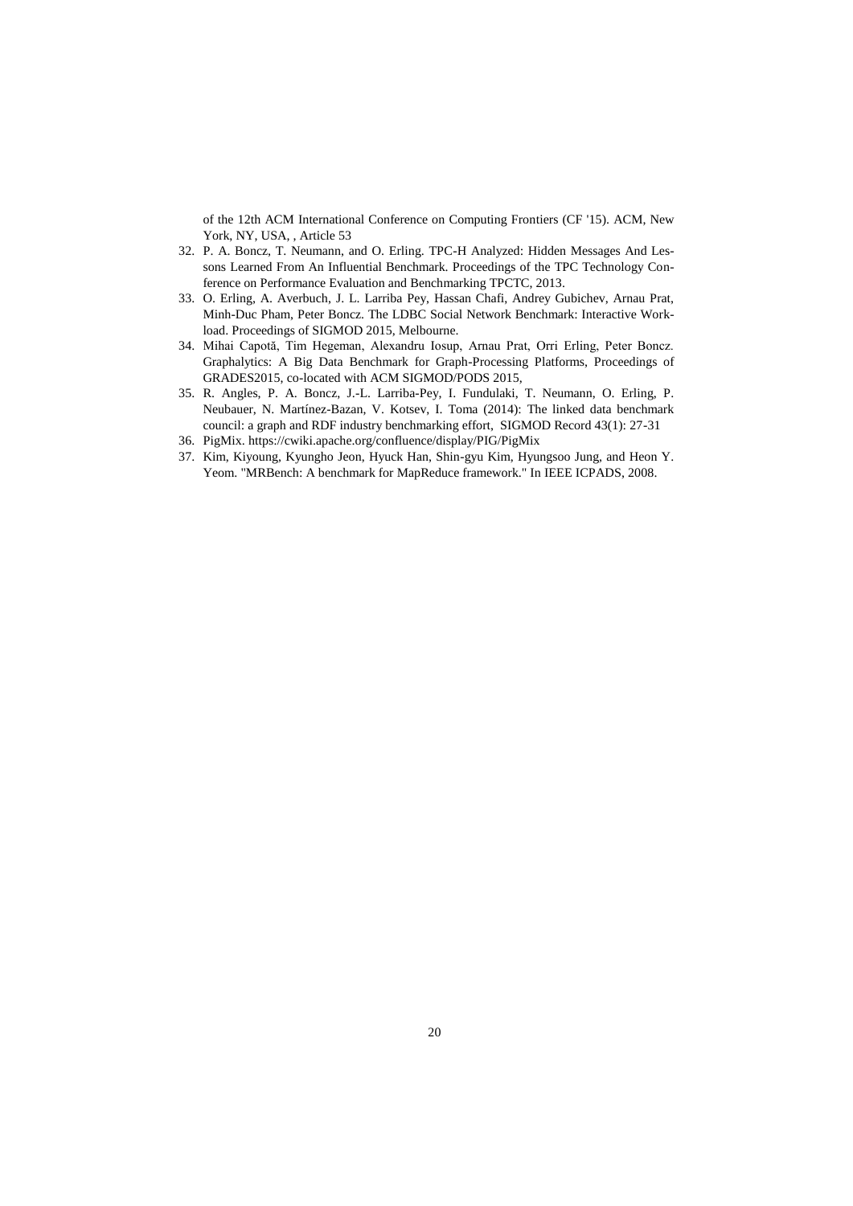of the 12th ACM International Conference on Computing Frontiers (CF '15). ACM, New York, NY, USA, , Article 53

32. P. A. Boncz, T. Neumann, and O. Erling. TPC-H Analyzed: Hidden Messages And Lessons Learned From An Influential Benchmark. Proceedings of the TPC Technology Conference on Performance Evaluation and Benchmarking TPCTC, 2013.
33. O. Erling, A. Averbuch, J. L. Larriba Pey, Hassan Chafi, Andrey Gubichev, Arnau Prat, Minh-Duc Pham, Peter Boncz. The LDBC Social Network Benchmark: Interactive Workload. Proceedings of SIGMOD 2015, Melbourne.
34. Mihai Capotă, Tim Hegeman, Alexandru Iosup, Arnau Prat, Orri Erling, Peter Boncz. Graphalytics: A Big Data Benchmark for Graph-Processing Platforms, Proceedings of GRADES2015, co-located with ACM SIGMOD/PODS 2015,
35. R. Angles, P. A. Boncz, J.-L. Larriba-Pey, I. Fundulaki, T. Neumann, O. Erling, P. Neubauer, N. Martínez-Bazan, V. Kotsev, I. Toma (2014): The linked data benchmark council: a graph and RDF industry benchmarking effort, SIGMOD Record 43(1): 27-31
36. PigMix. https://cwiki.apache.org/confluence/display/PIG/PigMix
37. Kim, Kiyoung, Kyungho Jeon, Hyuck Han, Shin-gyu Kim, Hyungsoo Jung, and Heon Y. Yeom. "MRBench: A benchmark for MapReduce framework." In IEEE ICPADS, 2008.